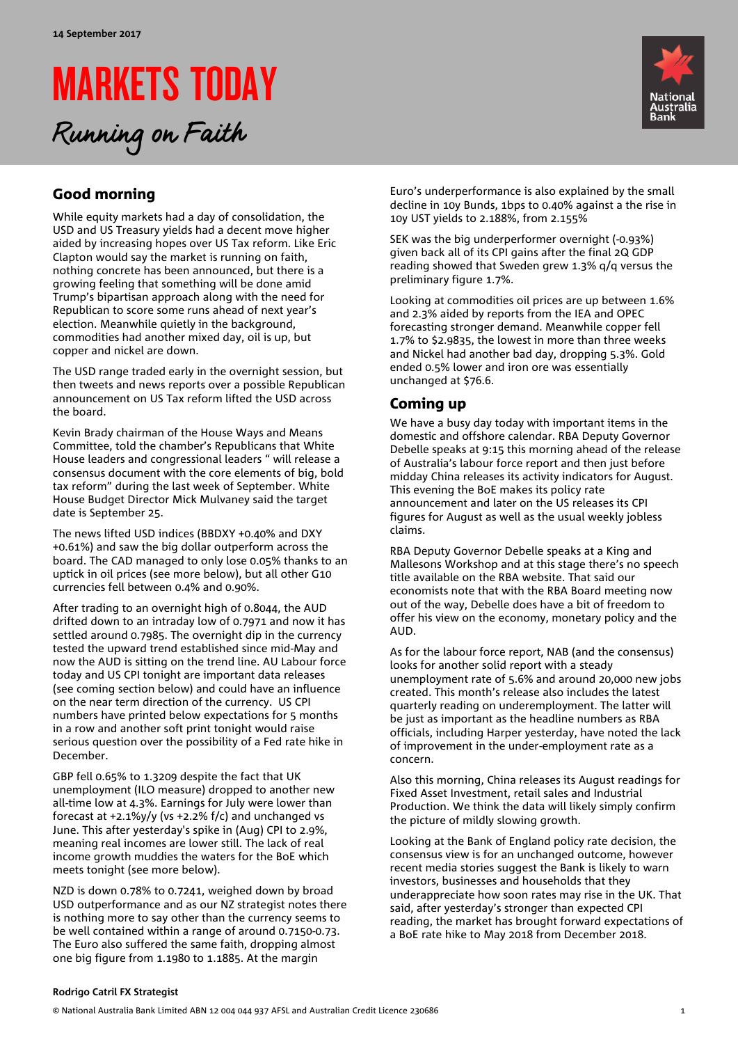14 September 2017

# MARKETS TODAY

*Running on Faith*

## Good morning

While equity markets had a day of consolidation, the USD and US Treasury yields had a decent move higher aided by increasing hopes over US Tax reform. Like Eric Clapton would say the market is running on faith, nothing concrete has been announced, but there is a growing feeling that something will be done amid Trump's bipartisan approach along with the need for Republican to score some runs ahead of next year's election. Meanwhile quietly in the background, commodities had another mixed day, oil is up, but copper and nickel are down.

The USD range traded early in the overnight session, but then tweets and news reports over a possible Republican announcement on US Tax reform lifted the USD across the board.

Kevin Brady chairman of the House Ways and Means Committee, told the chamber's Republicans that White House leaders and congressional leaders " will release a consensus document with the core elements of big, bold tax reform" during the last week of September. White House Budget Director Mick Mulvaney said the target date is September 25.

The news lifted USD indices (BBDXY +0.40% and DXY +0.61%) and saw the big dollar outperform across the board. The CAD managed to only lose 0.05% thanks to an uptick in oil prices (see more below), but all other G10 currencies fell between 0.4% and 0.90%.

After trading to an overnight high of 0.8044, the AUD drifted down to an intraday low of 0.7971 and now it has settled around 0.7985. The overnight dip in the currency tested the upward trend established since mid-May and now the AUD is sitting on the trend line. AU Labour force today and US CPI tonight are important data releases (see coming section below) and could have an influence on the near term direction of the currency. US CPI numbers have printed below expectations for 5 months in a row and another soft print tonight would raise serious question over the possibility of a Fed rate hike in December.

GBP fell 0.65% to 1.3209 despite the fact that UK unemployment (ILO measure) dropped to another new all-time low at 4.3%. Earnings for July were lower than forecast at +2.1%y/y (vs +2.2% f/c) and unchanged vs June. This after yesterday's spike in (Aug) CPI to 2.9%, meaning real incomes are lower still. The lack of real income growth muddies the waters for the BoE which meets tonight (see more below).

NZD is down 0.78% to 0.7241, weighed down by broad USD outperformance and as our NZ strategist notes there is nothing more to say other than the currency seems to be well contained within a range of around 0.7150-0.73. The Euro also suffered the same faith, dropping almost one big figure from 1.1980 to 1.1885. At the margin Euro's underperformance is also explained by the small decline in 10y Bunds, 1bps to 0.40% against a the rise in 10y UST yields to 2.188%, from 2.155%

SEK was the big underperformer overnight (-0.93%) given back all of its CPI gains after the final 2Q GDP reading showed that Sweden grew 1.3% q/q versus the preliminary figure 1.7%.

Looking at commodities oil prices are up between 1.6% and 2.3% aided by reports from the IEA and OPEC forecasting stronger demand. Meanwhile copper fell 1.7% to $2.9835, the lowest in more than three weeks and Nickel had another bad day, dropping 5.3%. Gold ended 0.5% lower and iron ore was essentially unchanged at $76.6.

## Coming up

We have a busy day today with important items in the domestic and offshore calendar. RBA Deputy Governor Debelle speaks at 9:15 this morning ahead of the release of Australia's labour force report and then just before midday China releases its activity indicators for August. This evening the BoE makes its policy rate announcement and later on the US releases its CPI figures for August as well as the usual weekly jobless claims.

RBA Deputy Governor Debelle speaks at a King and Mallesons Workshop and at this stage there's no speech title available on the RBA website. That said our economists note that with the RBA Board meeting now out of the way, Debelle does have a bit of freedom to offer his view on the economy, monetary policy and the AUD.

As for the labour force report, NAB (and the consensus) looks for another solid report with a steady unemployment rate of 5.6% and around 20,000 new jobs created. This month's release also includes the latest quarterly reading on underemployment. The latter will be just as important as the headline numbers as RBA officials, including Harper yesterday, have noted the lack of improvement in the under-employment rate as a concern.

Also this morning, China releases its August readings for Fixed Asset Investment, retail sales and Industrial Production. We think the data will likely simply confirm the picture of mildly slowing growth.

Looking at the Bank of England policy rate decision, the consensus view is for an unchanged outcome, however recent media stories suggest the Bank is likely to warn investors, businesses and households that they underappreciate how soon rates may rise in the UK. That said, after yesterday's stronger than expected CPI reading, the market has brought forward expectations of a BoE rate hike to May 2018 from December 2018.

**Rodrigo Catril FX Strategist**

© National Australia Bank Limited ABN 12 004 044 937 AFSL and Australian Credit Licence 230686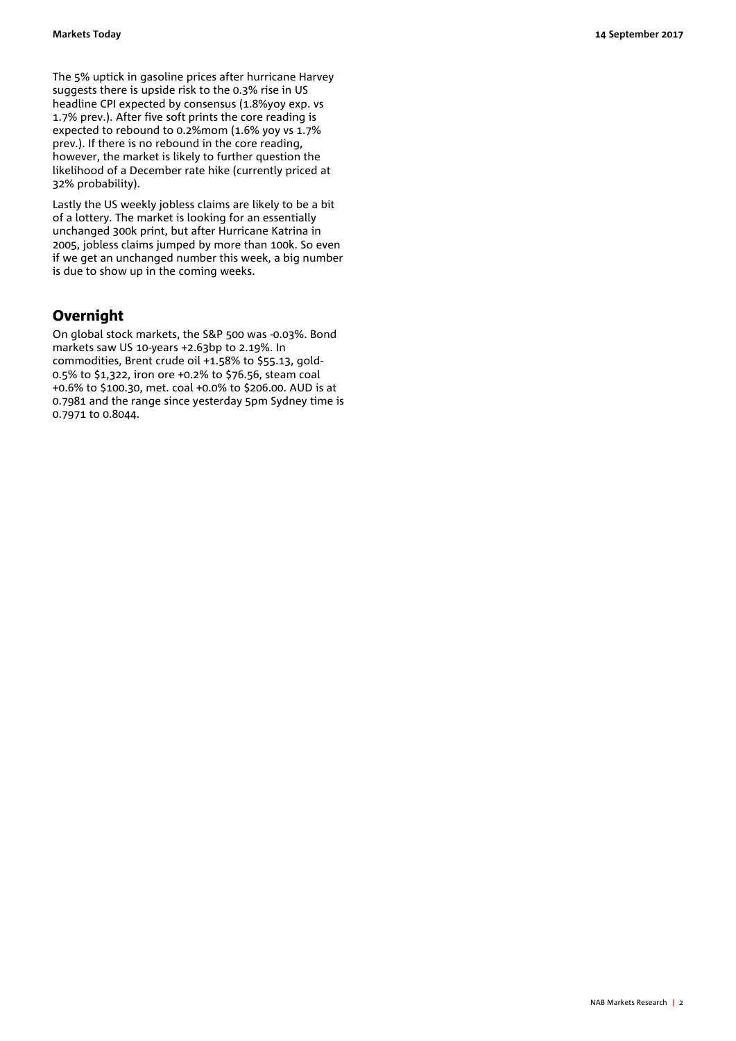The 5% uptick in gasoline prices after hurricane Harvey suggests there is upside risk to the 0.3% rise in US headline CPI expected by consensus (1.8%yoy exp. vs 1.7% prev.). After five soft prints the core reading is expected to rebound to 0.2%mom (1.6% yoy vs 1.7% prev.). If there is no rebound in the core reading, however, the market is likely to further question the likelihood of a December rate hike (currently priced at 32% probability).

Lastly the US weekly jobless claims are likely to be a bit of a lottery. The market is looking for an essentially unchanged 300k print, but after Hurricane Katrina in 2005, jobless claims jumped by more than 100k. So even if we get an unchanged number this week, a big number is due to show up in the coming weeks.

## Overnight

On global stock markets, the S&P 500 was -0.03%. Bond markets saw US 10-years +2.63bp to 2.19%. In commodities, Brent crude oil +1.58% to $55.13, gold-0.5% to $1,322, iron ore +0.2% to $76.56, steam coal +0.6% to $100.30, met. coal +0.0% to $206.00. AUD is at 0.7981 and the range since yesterday 5pm Sydney time is 0.7971 to 0.8044.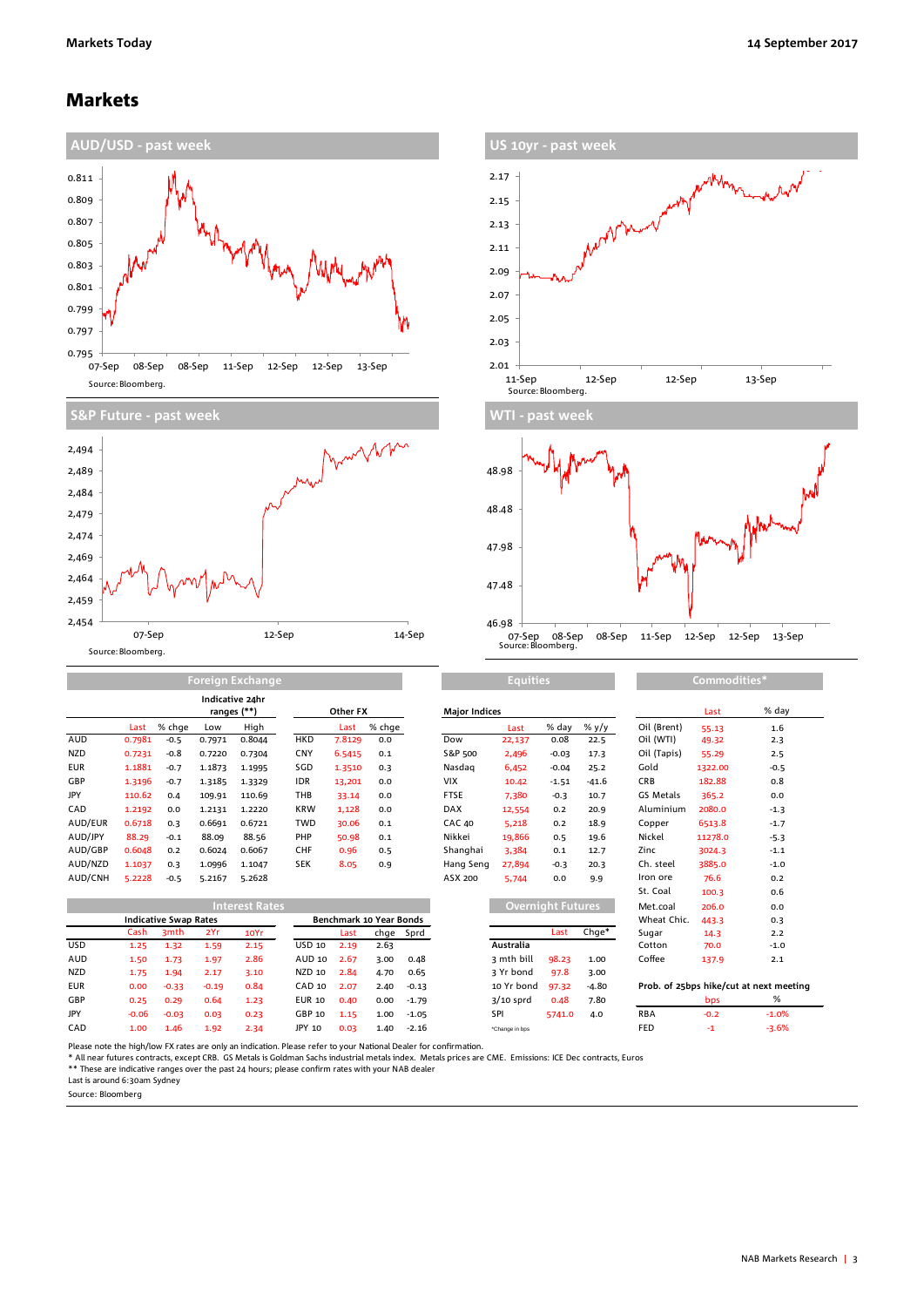# Markets

## AUD/USD - past week

Source: Bloomberg.

## US 10yr - past week

Source: Bloomberg.

## S&P Future - past week

Source: Bloomberg.

## WTI - past week

Source: Bloomberg.

## Foreign Exchange

| | Last | % chge | Low | High | | Last | % chge |
|---|---|---|---|---|---|---|---|
| | | | Indicative 24hr ranges (**) | | Other FX | | |
| AUD | 0.7981 | -0.5 | 0.7971 | 0.8044 | HKD | 7.8129 | 0.0 |
| NZD | 0.7231 | -0.8 | 0.7220 | 0.7304 | CNY | 6.5415 | 0.1 |
| EUR | 1.1881 | -0.7 | 1.1873 | 1.1995 | SGD | 1.3510 | 0.3 |
| GBP | 1.3196 | -0.7 | 1.3185 | 1.3329 | IDR | 13,201 | 0.0 |
| JPY | 110.62 | 0.4 | 109.91 | 110.69 | THB | 33.14 | 0.0 |
| CAD | 1.2192 | 0.0 | 1.2131 | 1.2220 | KRW | 1,128 | 0.0 |
| AUD/EUR | 0.6718 | 0.3 | 0.6691 | 0.6721 | TWD | 30.06 | 0.1 |
| AUD/JPY | 88.29 | -0.1 | 88.09 | 88.56 | PHP | 50.98 | 0.1 |
| AUD/GBP | 0.6048 | 0.2 | 0.6024 | 0.6067 | CHF | 0.96 | 0.5 |
| AUD/NZD | 1.1037 | 0.3 | 1.0996 | 1.1047 | SEK | 8.05 | 0.9 |
| AUD/CNH | 5.2228 | -0.5 | 5.2167 | 5.2628 | | | |

## Equities

| Major Indices | Last | % day | % y/y |
|---|---|---|---|
| Dow | 22,137 | 0.08 | 22.5 |
| S&P 500 | 2,496 | -0.03 | 17.3 |
| Nasdaq | 6,452 | -0.04 | 25.2 |
| VIX | 10.42 | -1.51 | -41.6 |
| FTSE | 7,380 | -0.3 | 10.7 |
| DAX | 12,554 | 0.2 | 20.9 |
| CAC 40 | 5,218 | 0.2 | 18.9 |
| Nikkei | 19,866 | 0.5 | 19.6 |
| Shanghai | 3,384 | 0.1 | 12.7 |
| Hang Seng | 27,894 | -0.3 | 20.3 |
| ASX 200 | 5,744 | 0.0 | 9.9 |

## Commodities*

| | Last | % day |
|---|---|---|
| Oil (Brent) | 55.13 | 1.6 |
| Oil (WTI) | 49.32 | 2.3 |
| Oil (Tapis) | 55.29 | 2.5 |
| Gold | 1322.00 | -0.5 |
| CRB | 182.88 | 0.8 |
| GS Metals | 365.2 | 0.0 |
| Aluminium | 2080.0 | -1.3 |
| Copper | 6513.8 | -1.7 |
| Nickel | 11278.0 | -5.3 |
| Zinc | 3024.3 | -1.1 |
| Ch. steel | 3885.0 | -1.0 |
| Iron ore | 76.6 | 0.2 |
| St. Coal | 100.3 | 0.6 |
| Met.coal | 206.0 | 0.0 |
| Wheat Chic. | 443.3 | 0.3 |
| Sugar | 14.3 | 2.2 |
| Cotton | 70.0 | -1.0 |
| Coffee | 137.9 | 2.1 |

| Prob. of 25bps hike/cut at next meeting | bps | % |
|---|---|---|
| RBA | -0.2 | -1.0% |
| FED | -1 | -3.6% |

## Interest Rates

| Indicative Swap Rates | Cash | 3mth | 2Yr | 10Yr | Benchmark 10 Year Bonds | Last | chge | Sprd |
|---|---|---|---|---|---|---|---|---|
| USD | 1.25 | 1.32 | 1.59 | 2.15 | USD 10 | 2.19 | 2.63 | |
| AUD | 1.50 | 1.73 | 1.97 | 2.86 | AUD 10 | 2.67 | 3.00 | 0.48 |
| NZD | 1.75 | 1.94 | 2.17 | 3.10 | NZD 10 | 2.84 | 4.70 | 0.65 |
| EUR | 0.00 | -0.33 | -0.19 | 0.84 | CAD 10 | 2.07 | 2.40 | -0.13 |
| GBP | 0.25 | 0.29 | 0.64 | 1.23 | EUR 10 | 0.40 | 0.00 | -1.79 |
| JPY | -0.06 | -0.03 | 0.03 | 0.23 | GBP 10 | 1.15 | 1.00 | -1.05 |
| CAD | 1.00 | 1.46 | 1.92 | 2.34 | JPY 10 | 0.03 | 1.40 | -2.16 |

## Overnight Futures

| Australia | Last | Chge* |
|---|---|---|
| 3 mth bill | 98.23 | 1.00 |
| 3 Yr bond | 97.8 | 3.00 |
| 10 Yr bond | 97.32 | -4.80 |
| 3/10 sprd | 0.48 | 7.80 |
| SPI | 5741.0 | 4.0 |

*Change in bps

Please note the high/low FX rates are only an indication. Please refer to your National Dealer for confirmation.
* All near futures contracts, except CRB. GS Metals is Goldman Sachs industrial metals index. Metals prices are CME. Emissions: ICE Dec contracts, Euros
** These are indicative ranges over the past 24 hours; please confirm rates with your NAB dealer
Last is around 6:30am Sydney
Source: Bloomberg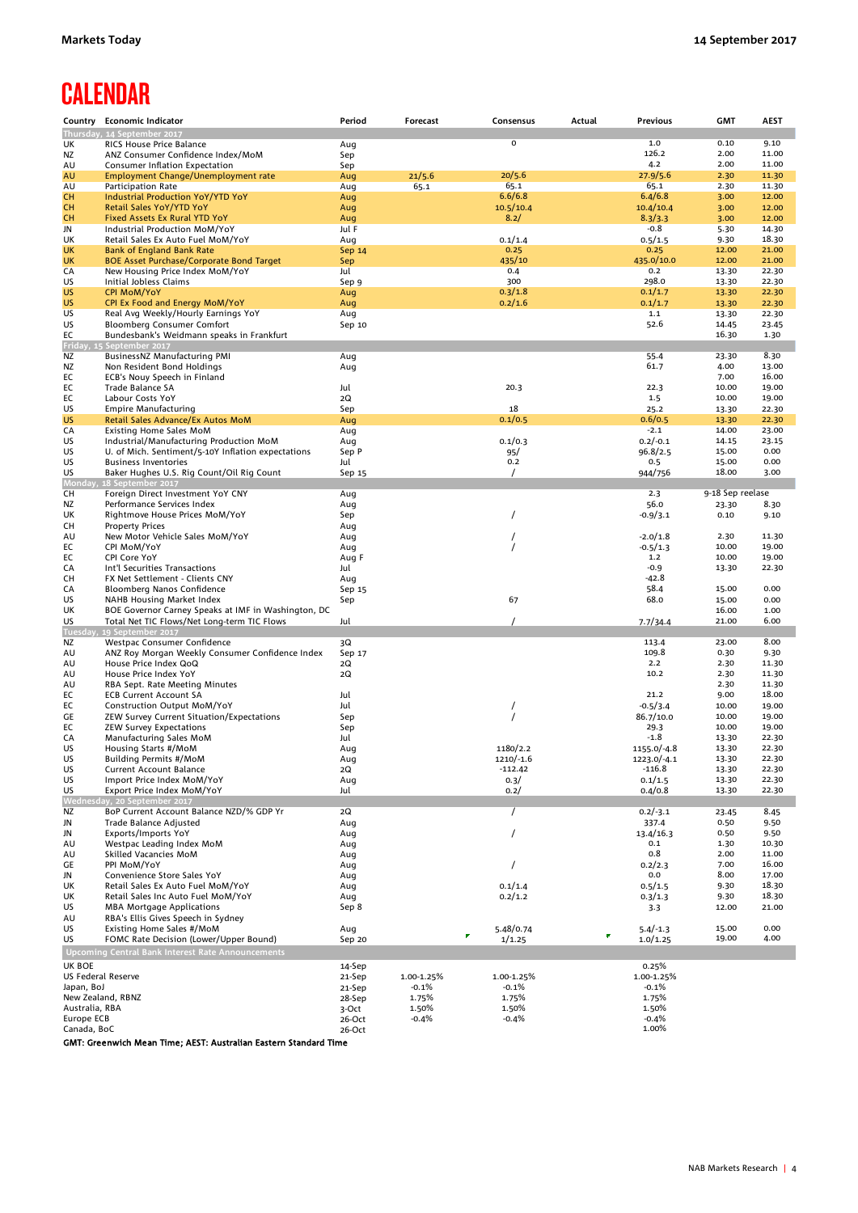# CALENDAR

| Country | Economic Indicator | Period | Forecast | Consensus | Actual | Previous | GMT | AEST |
|---|---|---|---|---|---|---|---|---|
| **Thursday, 14 September 2017** | | | | | | | | |
| UK | RICS House Price Balance | Aug | | 0 | | 1.0 | 0.10 | 9.10 |
| NZ | ANZ Consumer Confidence Index/MoM | Sep | | | | 126.2 | 2.00 | 11.00 |
| AU | Consumer Inflation Expectation | Sep | | | | 4.2 | 2.00 | 11.00 |
| AU | Employment Change/Unemployment rate | Aug | 21/5.6 | 20/5.6 | | 27.9/5.6 | 2.30 | 11.30 |
| AU | Participation Rate | Aug | 65.1 | 65.1 | | 65.1 | 2.30 | 11.30 |
| CH | Industrial Production YoY/YTD YoY | Aug | | 6.6/6.8 | | 6.4/6.8 | 3.00 | 12.00 |
| CH | Retail Sales YoY/YTD YoY | Aug | | 10.5/10.4 | | 10.4/10.4 | 3.00 | 12.00 |
| CH | Fixed Assets Ex Rural YTD YoY | Aug | | 8.2/ | | 8.3/3.3 | 3.00 | 12.00 |
| JN | Industrial Production MoM/YoY | Jul F | | | | -0.8 | 5.30 | 14.30 |
| UK | Retail Sales Ex Auto Fuel MoM/YoY | Aug | | 0.1/1.4 | | 0.5/1.5 | 9.30 | 18.30 |
| UK | Bank of England Bank Rate | Sep 14 | | 0.25 | | 0.25 | 12.00 | 21.00 |
| UK | BOE Asset Purchase/Corporate Bond Target | Sep | | 435/10 | | 435.0/10.0 | 12.00 | 21.00 |
| CA | New Housing Price Index MoM/YoY | Jul | | 0.4 | | 0.2 | 13.30 | 22.30 |
| US | Initial Jobless Claims | Sep 9 | | 300 | | 298.0 | 13.30 | 22.30 |
| US | CPI MoM/YoY | Aug | | 0.3/1.8 | | 0.1/1.7 | 13.30 | 22.30 |
| US | CPI Ex Food and Energy MoM/YoY | Aug | | 0.2/1.6 | | 0.1/1.7 | 13.30 | 22.30 |
| US | Real Avg Weekly/Hourly Earnings YoY | Aug | | | | 1.1 | 13.30 | 22.30 |
| US | Bloomberg Consumer Comfort | Sep 10 | | | | 52.6 | 14.45 | 23.45 |
| EC | Bundesbank's Weidmann speaks in Frankfurt | | | | | | 16.30 | 1.30 |
| **Friday, 15 September 2017** | | | | | | | | |
| NZ | BusinessNZ Manufacturing PMI | Aug | | | | 55.4 | 23.30 | 8.30 |
| NZ | Non Resident Bond Holdings | Aug | | | | 61.7 | 4.00 | 13.00 |
| EC | ECB's Nouy Speech in Finland | | | | | | 7.00 | 16.00 |
| EC | Trade Balance SA | Jul | | 20.3 | | 22.3 | 10.00 | 19.00 |
| EC | Labour Costs YoY | 2Q | | | | 1.5 | 10.00 | 19.00 |
| US | Empire Manufacturing | Sep | | 18 | | 25.2 | 13.30 | 22.30 |
| US | Retail Sales Advance/Ex Autos MoM | Aug | | 0.1/0.5 | | 0.6/0.5 | 13.30 | 22.30 |
| CA | Existing Home Sales MoM | Aug | | | | -2.1 | 14.00 | 23.00 |
| US | Industrial/Manufacturing Production MoM | Aug | | 0.1/0.3 | | 0.2/-0.1 | 14.15 | 23.15 |
| US | U. of Mich. Sentiment/5-10Y Inflation expectations | Sep P | | 95/ | | 96.8/2.5 | 15.00 | 0.00 |
| US | Business Inventories | Jul | | 0.2 | | 0.5 | 15.00 | 0.00 |
| US | Baker Hughes U.S. Rig Count/Oil Rig Count | Sep 15 | | / | | 944/756 | 18.00 | 3.00 |
| **Monday, 18 September 2017** | | | | | | | | |
| CH | Foreign Direct Investment YoY CNY | Aug | | | | 2.3 | 9-18 Sep reelase | |
| NZ | Performance Services Index | Aug | | | | 56.0 | 23.30 | 8.30 |
| UK | Rightmove House Prices MoM/YoY | Sep | | / | | -0.9/3.1 | 0.10 | 9.10 |
| CH | Property Prices | Aug | | | | | | |
| AU | New Motor Vehicle Sales MoM/YoY | Aug | | / | | -2.0/1.8 | 2.30 | 11.30 |
| EC | CPI MoM/YoY | Aug | | / | | -0.5/1.3 | 10.00 | 19.00 |
| EC | CPI Core YoY | Aug F | | | | 1.2 | 10.00 | 19.00 |
| CA | Int'l Securities Transactions | Jul | | | | -0.9 | 13.30 | 22.30 |
| CH | FX Net Settlement - Clients CNY | Aug | | | | -42.8 | | |
| CA | Bloomberg Nanos Confidence | Sep 15 | | | | 58.4 | 15.00 | 0.00 |
| US | NAHB Housing Market Index | Sep | | 67 | | 68.0 | 15.00 | 0.00 |
| UK | BOE Governor Carney Speaks at IMF in Washington, DC | | | | | | 16.00 | 1.00 |
| US | Total Net TIC Flows/Net Long-term TIC Flows | Jul | | / | | 7.7/34.4 | 21.00 | 6.00 |
| **Tuesday, 19 September 2017** | | | | | | | | |
| NZ | Westpac Consumer Confidence | 3Q | | | | 113.4 | 23.00 | 8.00 |
| AU | ANZ Roy Morgan Weekly Consumer Confidence Index | Sep 17 | | | | 109.8 | 0.30 | 9.30 |
| AU | House Price Index QoQ | 2Q | | | | 2.2 | 2.30 | 11.30 |
| AU | House Price Index YoY | 2Q | | | | 10.2 | 2.30 | 11.30 |
| AU | RBA Sept. Rate Meeting Minutes | | | | | | 2.30 | 11.30 |
| EC | ECB Current Account SA | Jul | | | | 21.2 | 9.00 | 18.00 |
| EC | Construction Output MoM/YoY | Jul | | / | | -0.5/3.4 | 10.00 | 19.00 |
| GE | ZEW Survey Current Situation/Expectations | Sep | | / | | 86.7/10.0 | 10.00 | 19.00 |
| EC | ZEW Survey Expectations | Sep | | | | 29.3 | 10.00 | 19.00 |
| CA | Manufacturing Sales MoM | Jul | | | | -1.8 | 13.30 | 22.30 |
| US | Housing Starts #/MoM | Aug | | 1180/2.2 | | 1155.0/-4.8 | 13.30 | 22.30 |
| US | Building Permits #/MoM | Aug | | 1210/-1.6 | | 1223.0/-4.1 | 13.30 | 22.30 |
| US | Current Account Balance | 2Q | | -112.42 | | -116.8 | 13.30 | 22.30 |
| US | Import Price Index MoM/YoY | Aug | | 0.3/ | | 0.1/1.5 | 13.30 | 22.30 |
| US | Export Price Index MoM/YoY | Jul | | 0.2/ | | 0.4/0.8 | 13.30 | 22.30 |
| **Wednesday, 20 September 2017** | | | | | | | | |
| NZ | BoP Current Account Balance NZD/% GDP Yr | 2Q | | / | | 0.2/-3.1 | 23.45 | 8.45 |
| JN | Trade Balance Adjusted | Aug | | | | 337.4 | 0.50 | 9.50 |
| JN | Exports/Imports YoY | Aug | | / | | 13.4/16.3 | 0.50 | 9.50 |
| AU | Westpac Leading Index MoM | Aug | | | | 0.1 | 1.30 | 10.30 |
| AU | Skilled Vacancies MoM | Aug | | | | 0.8 | 2.00 | 11.00 |
| GE | PPI MoM/YoY | Aug | | / | | 0.2/2.3 | 7.00 | 16.00 |
| JN | Convenience Store Sales YoY | Aug | | | | 0.0 | 8.00 | 17.00 |
| UK | Retail Sales Ex Auto Fuel MoM/YoY | Aug | | 0.1/1.4 | | 0.5/1.5 | 9.30 | 18.30 |
| UK | Retail Sales Inc Auto Fuel MoM/YoY | Aug | | 0.2/1.2 | | 0.3/1.3 | 9.30 | 18.30 |
| US | MBA Mortgage Applications | Sep 8 | | | | 3.3 | 12.00 | 21.00 |
| AU | RBA's Ellis Gives Speech in Sydney | | | | | | | |
| US | Existing Home Sales #/MoM | Aug | | 5.48/0.74 | | 5.4/-1.3 | 15.00 | 0.00 |
| US | FOMC Rate Decision (Lower/Upper Bound) | Sep 20 | | 1/1.25 | | 1.0/1.25 | 19.00 | 4.00 |

**Upcoming Central Bank Interest Rate Announcements**

| Central Bank | Date | Forecast | Consensus | Previous |
|---|---|---|---|---|
| UK BOE | 14-Sep | | | 0.25% |
| US Federal Reserve | 21-Sep | 1.00-1.25% | 1.00-1.25% | 1.00-1.25% |
| Japan, BoJ | 21-Sep | -0.1% | -0.1% | -0.1% |
| New Zealand, RBNZ | 28-Sep | 1.75% | 1.75% | 1.75% |
| Australia, RBA | 3-Oct | 1.50% | 1.50% | 1.50% |
| Europe ECB | 26-Oct | -0.4% | -0.4% | -0.4% |
| Canada, BoC | 26-Oct | | | 1.00% |

**GMT: Greenwich Mean Time; AEST: Australian Eastern Standard Time**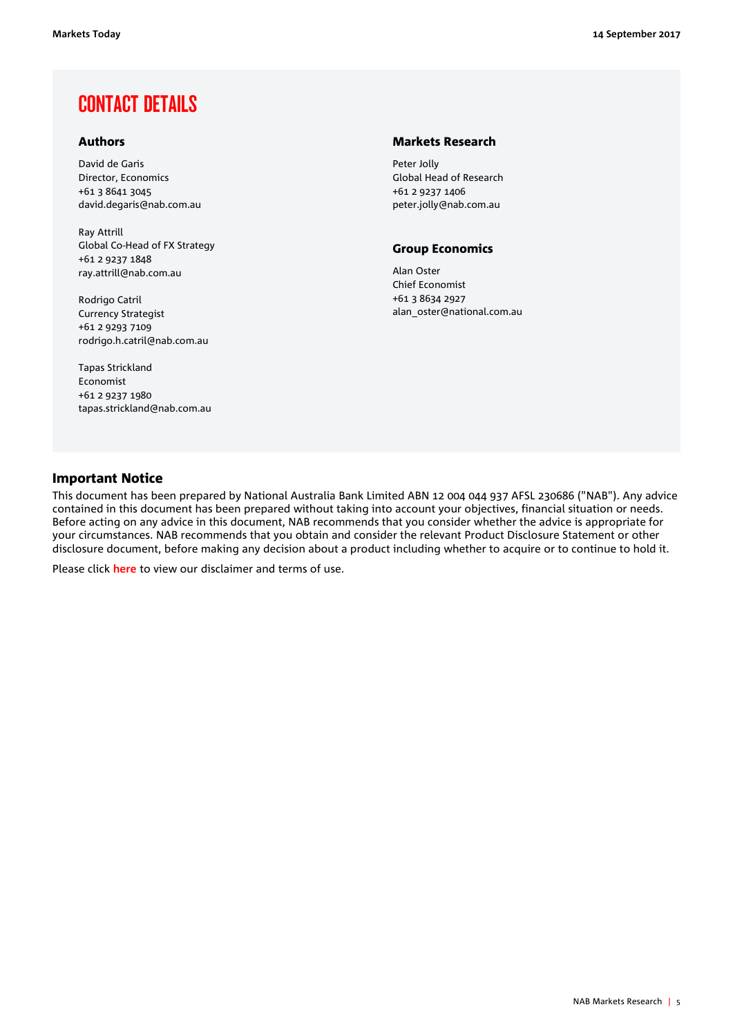# CONTACT DETAILS

### Authors

David de Garis
Director, Economics
+61 3 8641 3045
david.degaris@nab.com.au

Ray Attrill
Global Co-Head of FX Strategy
+61 2 9237 1848
ray.attrill@nab.com.au

Rodrigo Catril
Currency Strategist
+61 2 9293 7109
rodrigo.h.catril@nab.com.au

Tapas Strickland
Economist
+61 2 9237 1980
tapas.strickland@nab.com.au

### Markets Research

Peter Jolly
Global Head of Research
+61 2 9237 1406
peter.jolly@nab.com.au

### Group Economics

Alan Oster
Chief Economist
+61 3 8634 2927
alan_oster@national.com.au

## Important Notice

This document has been prepared by National Australia Bank Limited ABN 12 004 044 937 AFSL 230686 ("NAB"). Any advice contained in this document has been prepared without taking into account your objectives, financial situation or needs. Before acting on any advice in this document, NAB recommends that you consider whether the advice is appropriate for your circumstances. NAB recommends that you obtain and consider the relevant Product Disclosure Statement or other disclosure document, before making any decision about a product including whether to acquire or to continue to hold it.

Please click **here** to view our disclaimer and terms of use.